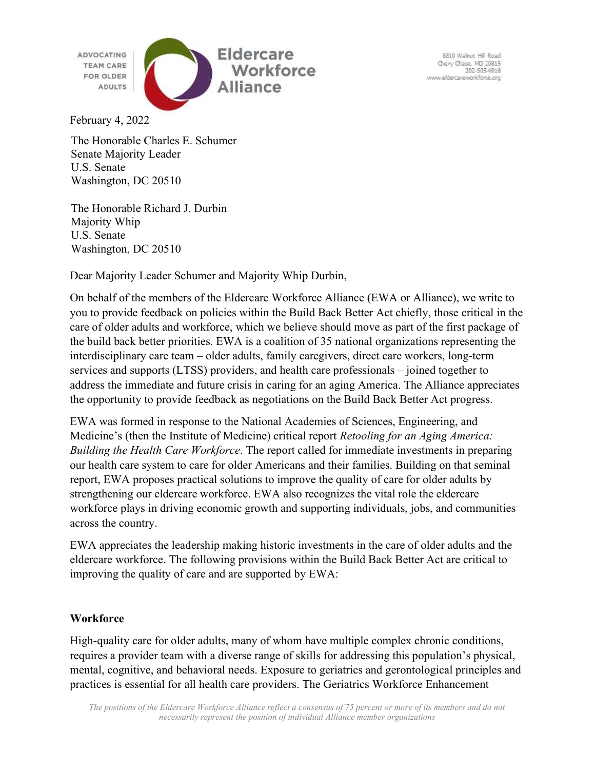ADVOCATING TEAM CARE FOR OLDER ADULTS

Eldercare Workforce Alliance

8810 Walnut Hill Road
Chevy Chase, MD 20815
202-505-4816
www.eldercareworkforce.org

February 4, 2022

The Honorable Charles E. Schumer
Senate Majority Leader
U.S. Senate
Washington, DC 20510

The Honorable Richard J. Durbin
Majority Whip
U.S. Senate
Washington, DC 20510

Dear Majority Leader Schumer and Majority Whip Durbin,

On behalf of the members of the Eldercare Workforce Alliance (EWA or Alliance), we write to you to provide feedback on policies within the Build Back Better Act chiefly, those critical in the care of older adults and workforce, which we believe should move as part of the first package of the build back better priorities. EWA is a coalition of 35 national organizations representing the interdisciplinary care team – older adults, family caregivers, direct care workers, long-term services and supports (LTSS) providers, and health care professionals – joined together to address the immediate and future crisis in caring for an aging America. The Alliance appreciates the opportunity to provide feedback as negotiations on the Build Back Better Act progress.

EWA was formed in response to the National Academies of Sciences, Engineering, and Medicine's (then the Institute of Medicine) critical report *Retooling for an Aging America: Building the Health Care Workforce*. The report called for immediate investments in preparing our health care system to care for older Americans and their families. Building on that seminal report, EWA proposes practical solutions to improve the quality of care for older adults by strengthening our eldercare workforce. EWA also recognizes the vital role the eldercare workforce plays in driving economic growth and supporting individuals, jobs, and communities across the country.

EWA appreciates the leadership making historic investments in the care of older adults and the eldercare workforce. The following provisions within the Build Back Better Act are critical to improving the quality of care and are supported by EWA:

**Workforce**

High-quality care for older adults, many of whom have multiple complex chronic conditions, requires a provider team with a diverse range of skills for addressing this population's physical, mental, cognitive, and behavioral needs. Exposure to geriatrics and gerontological principles and practices is essential for all health care providers. The Geriatrics Workforce Enhancement

*The positions of the Eldercare Workforce Alliance reflect a consensus of 75 percent or more of its members and do not necessarily represent the position of individual Alliance member organizations*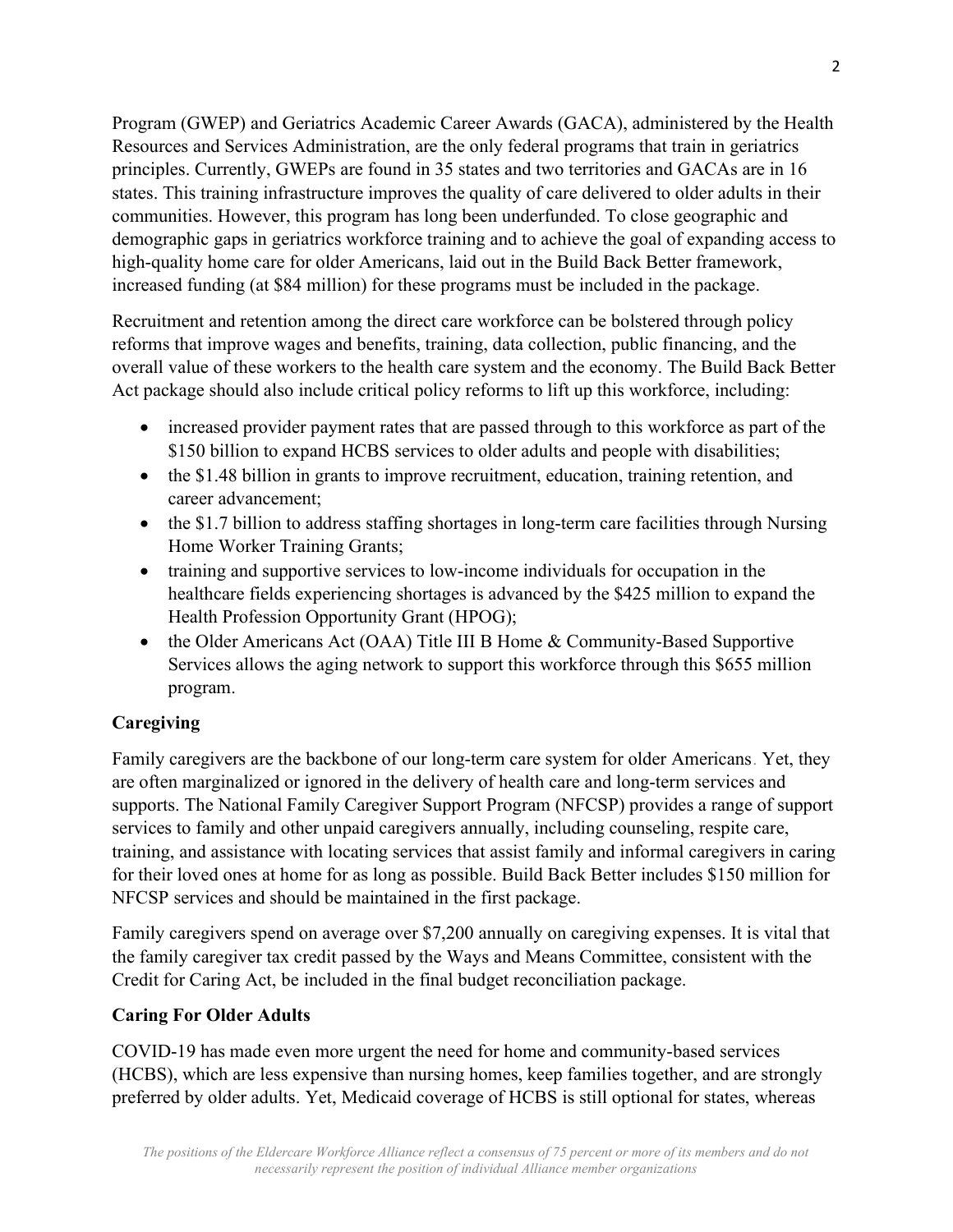Program (GWEP) and Geriatrics Academic Career Awards (GACA), administered by the Health Resources and Services Administration, are the only federal programs that train in geriatrics principles. Currently, GWEPs are found in 35 states and two territories and GACAs are in 16 states. This training infrastructure improves the quality of care delivered to older adults in their communities. However, this program has long been underfunded. To close geographic and demographic gaps in geriatrics workforce training and to achieve the goal of expanding access to high-quality home care for older Americans, laid out in the Build Back Better framework, increased funding (at $84 million) for these programs must be included in the package.

Recruitment and retention among the direct care workforce can be bolstered through policy reforms that improve wages and benefits, training, data collection, public financing, and the overall value of these workers to the health care system and the economy. The Build Back Better Act package should also include critical policy reforms to lift up this workforce, including:

- increased provider payment rates that are passed through to this workforce as part of the $150 billion to expand HCBS services to older adults and people with disabilities;
- the $1.48 billion in grants to improve recruitment, education, training retention, and career advancement;
- the $1.7 billion to address staffing shortages in long-term care facilities through Nursing Home Worker Training Grants;
- training and supportive services to low-income individuals for occupation in the healthcare fields experiencing shortages is advanced by the $425 million to expand the Health Profession Opportunity Grant (HPOG);
- the Older Americans Act (OAA) Title III B Home & Community-Based Supportive Services allows the aging network to support this workforce through this $655 million program.

**Caregiving**

Family caregivers are the backbone of our long-term care system for older Americans. Yet, they are often marginalized or ignored in the delivery of health care and long-term services and supports. The National Family Caregiver Support Program (NFCSP) provides a range of support services to family and other unpaid caregivers annually, including counseling, respite care, training, and assistance with locating services that assist family and informal caregivers in caring for their loved ones at home for as long as possible. Build Back Better includes $150 million for NFCSP services and should be maintained in the first package.

Family caregivers spend on average over $7,200 annually on caregiving expenses. It is vital that the family caregiver tax credit passed by the Ways and Means Committee, consistent with the Credit for Caring Act, be included in the final budget reconciliation package.

**Caring For Older Adults**

COVID-19 has made even more urgent the need for home and community-based services (HCBS), which are less expensive than nursing homes, keep families together, and are strongly preferred by older adults. Yet, Medicaid coverage of HCBS is still optional for states, whereas

*The positions of the Eldercare Workforce Alliance reflect a consensus of 75 percent or more of its members and do not necessarily represent the position of individual Alliance member organizations*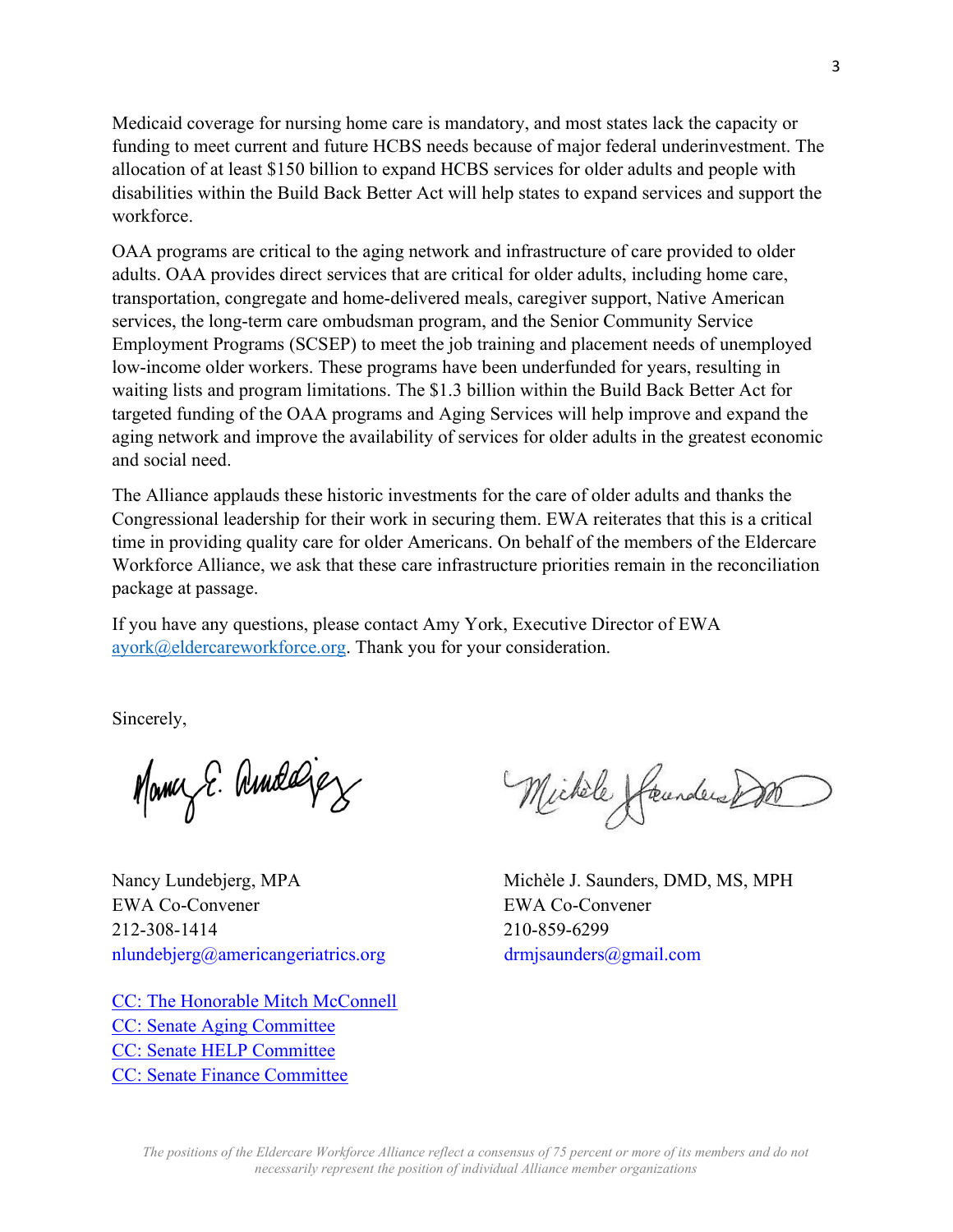Medicaid coverage for nursing home care is mandatory, and most states lack the capacity or funding to meet current and future HCBS needs because of major federal underinvestment. The allocation of at least $150 billion to expand HCBS services for older adults and people with disabilities within the Build Back Better Act will help states to expand services and support the workforce.

OAA programs are critical to the aging network and infrastructure of care provided to older adults. OAA provides direct services that are critical for older adults, including home care, transportation, congregate and home-delivered meals, caregiver support, Native American services, the long-term care ombudsman program, and the Senior Community Service Employment Programs (SCSEP) to meet the job training and placement needs of unemployed low-income older workers. These programs have been underfunded for years, resulting in waiting lists and program limitations. The $1.3 billion within the Build Back Better Act for targeted funding of the OAA programs and Aging Services will help improve and expand the aging network and improve the availability of services for older adults in the greatest economic and social need.

The Alliance applauds these historic investments for the care of older adults and thanks the Congressional leadership for their work in securing them. EWA reiterates that this is a critical time in providing quality care for older Americans. On behalf of the members of the Eldercare Workforce Alliance, we ask that these care infrastructure priorities remain in the reconciliation package at passage.

If you have any questions, please contact Amy York, Executive Director of EWA ayork@eldercareworkforce.org. Thank you for your consideration.

Sincerely,

Nancy Lundebjerg, MPA
EWA Co-Convener
212-308-1414
nlundebjerg@americangeriatrics.org

Michèle J. Saunders, DMD, MS, MPH
EWA Co-Convener
210-859-6299
drmjsaunders@gmail.com

CC: The Honorable Mitch McConnell
CC: Senate Aging Committee
CC: Senate HELP Committee
CC: Senate Finance Committee

*The positions of the Eldercare Workforce Alliance reflect a consensus of 75 percent or more of its members and do not necessarily represent the position of individual Alliance member organizations*